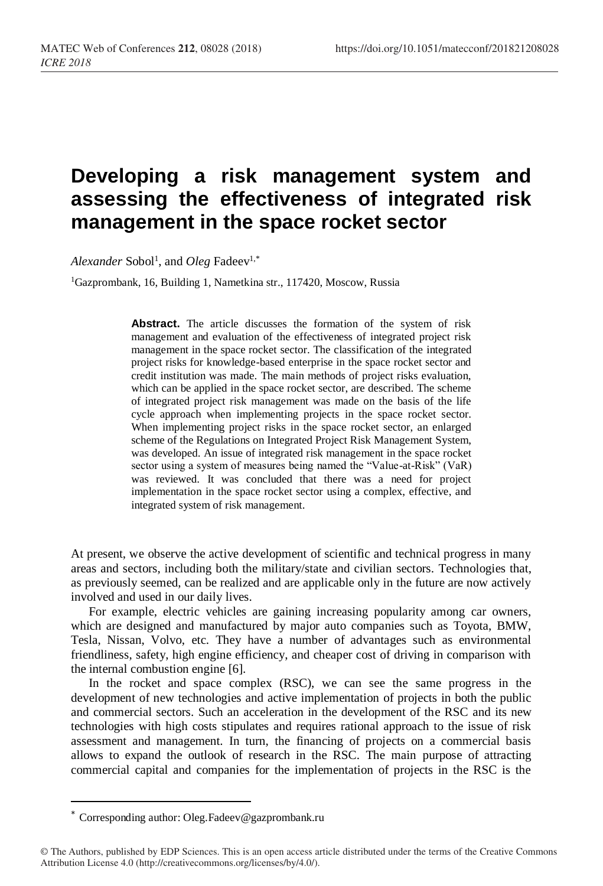# Developing a risk management system and assessing the effectiveness of integrated risk management in the space rocket sector

*Alexander* Sobol[1], and *Oleg* Fadeev[1,*]

[1]Gazprombank, 16, Building 1, Nametkina str., 117420, Moscow, Russia

**Abstract.** The article discusses the formation of the system of risk management and evaluation of the effectiveness of integrated project risk management in the space rocket sector. The classification of the integrated project risks for knowledge-based enterprise in the space rocket sector and credit institution was made. The main methods of project risks evaluation, which can be applied in the space rocket sector, are described. The scheme of integrated project risk management was made on the basis of the life cycle approach when implementing projects in the space rocket sector. When implementing project risks in the space rocket sector, an enlarged scheme of the Regulations on Integrated Project Risk Management System, was developed. An issue of integrated risk management in the space rocket sector using a system of measures being named the "Value-at-Risk" (VaR) was reviewed. It was concluded that there was a need for project implementation in the space rocket sector using a complex, effective, and integrated system of risk management.

At present, we observe the active development of scientific and technical progress in many areas and sectors, including both the military/state and civilian sectors. Technologies that, as previously seemed, can be realized and are applicable only in the future are now actively involved and used in our daily lives.

For example, electric vehicles are gaining increasing popularity among car owners, which are designed and manufactured by major auto companies such as Toyota, BMW, Tesla, Nissan, Volvo, etc. They have a number of advantages such as environmental friendliness, safety, high engine efficiency, and cheaper cost of driving in comparison with the internal combustion engine [6].

In the rocket and space complex (RSC), we can see the same progress in the development of new technologies and active implementation of projects in both the public and commercial sectors. Such an acceleration in the development of the RSC and its new technologies with high costs stipulates and requires rational approach to the issue of risk assessment and management. In turn, the financing of projects on a commercial basis allows to expand the outlook of research in the RSC. The main purpose of attracting commercial capital and companies for the implementation of projects in the RSC is the

* Corresponding author: Oleg.Fadeev@gazprombank.ru

© The Authors, published by EDP Sciences. This is an open access article distributed under the terms of the Creative Commons Attribution License 4.0 (http://creativecommons.org/licenses/by/4.0/).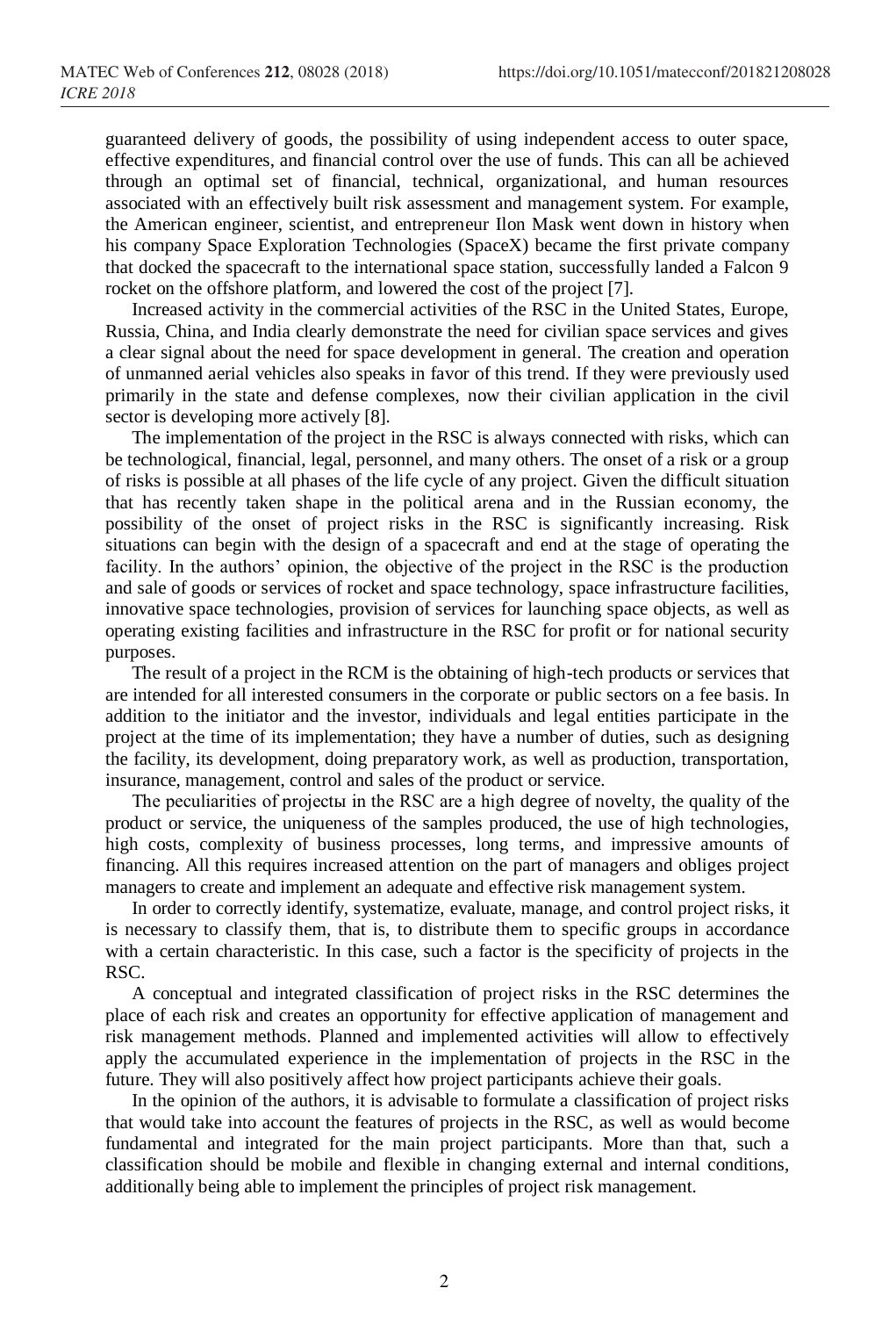guaranteed delivery of goods, the possibility of using independent access to outer space, effective expenditures, and financial control over the use of funds. This can all be achieved through an optimal set of financial, technical, organizational, and human resources associated with an effectively built risk assessment and management system. For example, the American engineer, scientist, and entrepreneur Ilon Mask went down in history when his company Space Exploration Technologies (SpaceX) became the first private company that docked the spacecraft to the international space station, successfully landed a Falcon 9 rocket on the offshore platform, and lowered the cost of the project [7].

Increased activity in the commercial activities of the RSC in the United States, Europe, Russia, China, and India clearly demonstrate the need for civilian space services and gives a clear signal about the need for space development in general. The creation and operation of unmanned aerial vehicles also speaks in favor of this trend. If they were previously used primarily in the state and defense complexes, now their civilian application in the civil sector is developing more actively [8].

The implementation of the project in the RSC is always connected with risks, which can be technological, financial, legal, personnel, and many others. The onset of a risk or a group of risks is possible at all phases of the life cycle of any project. Given the difficult situation that has recently taken shape in the political arena and in the Russian economy, the possibility of the onset of project risks in the RSC is significantly increasing. Risk situations can begin with the design of a spacecraft and end at the stage of operating the facility. In the authors' opinion, the objective of the project in the RSC is the production and sale of goods or services of rocket and space technology, space infrastructure facilities, innovative space technologies, provision of services for launching space objects, as well as operating existing facilities and infrastructure in the RSC for profit or for national security purposes.

The result of a project in the RCM is the obtaining of high-tech products or services that are intended for all interested consumers in the corporate or public sectors on a fee basis. In addition to the initiator and the investor, individuals and legal entities participate in the project at the time of its implementation; they have a number of duties, such as designing the facility, its development, doing preparatory work, as well as production, transportation, insurance, management, control and sales of the product or service.

The peculiarities of projectы in the RSC are a high degree of novelty, the quality of the product or service, the uniqueness of the samples produced, the use of high technologies, high costs, complexity of business processes, long terms, and impressive amounts of financing. All this requires increased attention on the part of managers and obliges project managers to create and implement an adequate and effective risk management system.

In order to correctly identify, systematize, evaluate, manage, and control project risks, it is necessary to classify them, that is, to distribute them to specific groups in accordance with a certain characteristic. In this case, such a factor is the specificity of projects in the RSC.

A conceptual and integrated classification of project risks in the RSC determines the place of each risk and creates an opportunity for effective application of management and risk management methods. Planned and implemented activities will allow to effectively apply the accumulated experience in the implementation of projects in the RSC in the future. They will also positively affect how project participants achieve their goals.

In the opinion of the authors, it is advisable to formulate a classification of project risks that would take into account the features of projects in the RSC, as well as would become fundamental and integrated for the main project participants. More than that, such a classification should be mobile and flexible in changing external and internal conditions, additionally being able to implement the principles of project risk management.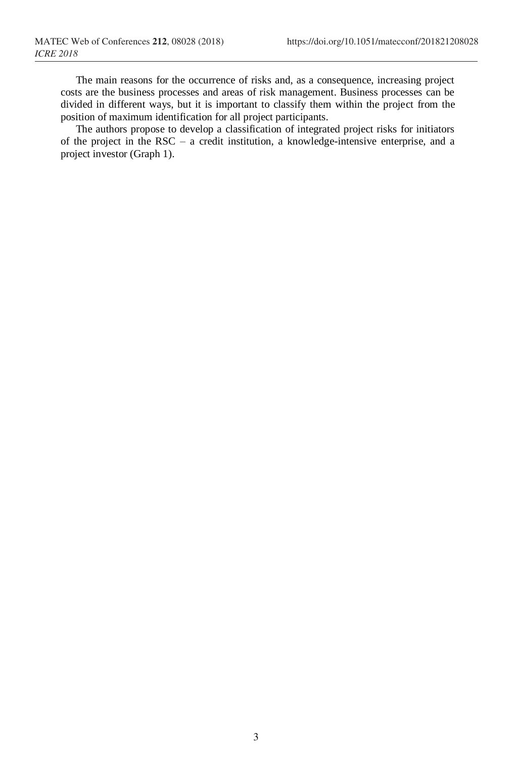The main reasons for the occurrence of risks and, as a consequence, increasing project costs are the business processes and areas of risk management. Business processes can be divided in different ways, but it is important to classify them within the project from the position of maximum identification for all project participants.

The authors propose to develop a classification of integrated project risks for initiators of the project in the RSC – a credit institution, a knowledge-intensive enterprise, and a project investor (Graph 1).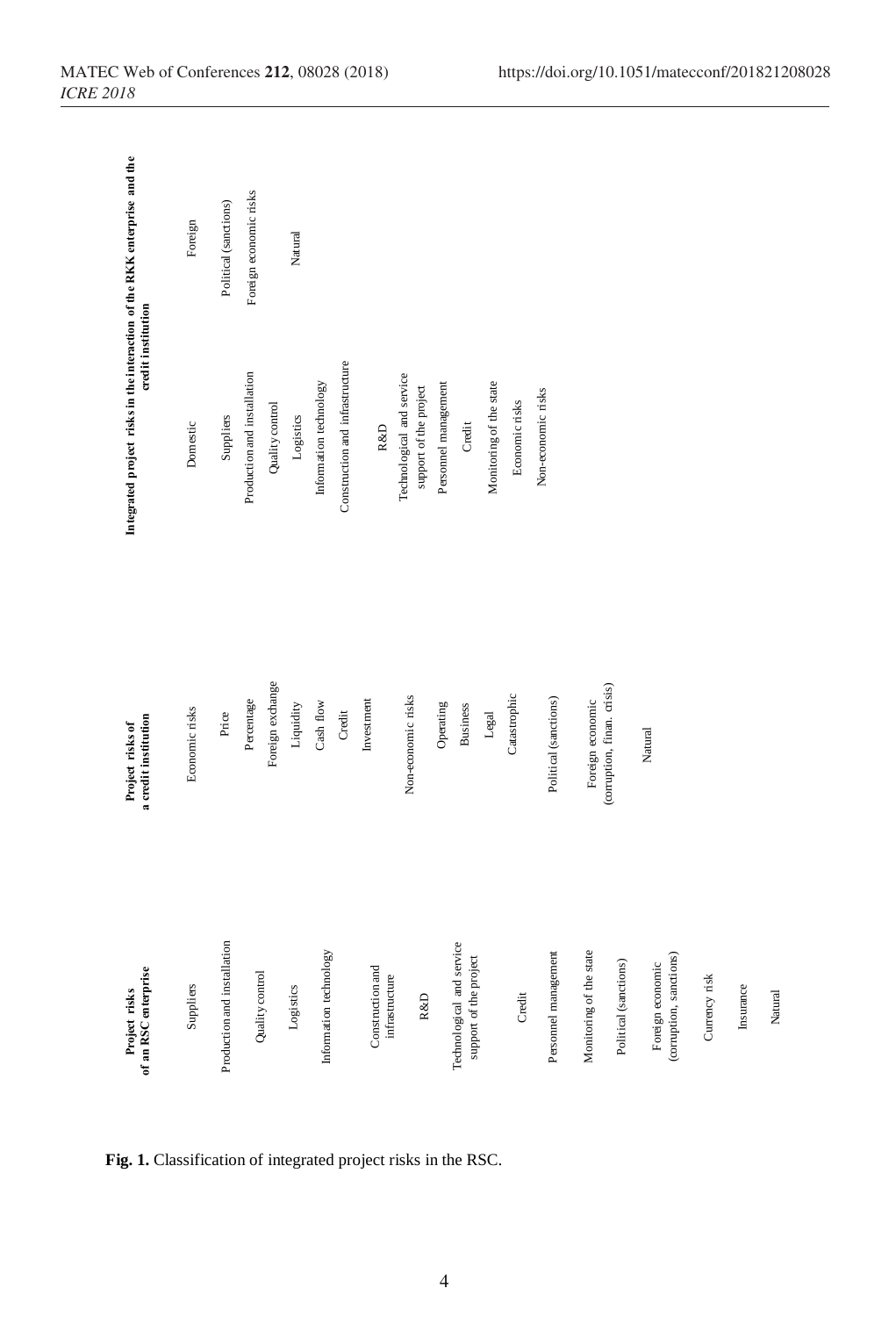| Project risks of an RSC enterprise | Project risks of a credit institution | Integrated project risks in the interaction of the RKK enterprise and the credit institution | |
|---|---|---|---|
| | | Domestic | Foreign |
| Suppliers | Economic risks | Suppliers | Political (sanctions) |
| Production and installation | Price | Production and installation | Foreign economic risks |
| Quality control | Percentage | Quality control | Natural |
| Logistics | Foreign exchange | Logistics | |
| Information technology | Liquidity | Information technology | |
| Construction and infrastructure | Cash flow | Construction and infrastructure | |
| R&D | Credit | R&D | |
| Technological and service support of the project | Investment | Technological and service support of the project | |
| Credit | Non-economic risks | Personnel management | |
| Personnel management | Operating | Credit | |
| Monitoring of the state | Business | Monitoring of the state | |
| Political (sanctions) | Legal | Economic risks | |
| Foreign economic (corruption, sanctions) | Catastrophic | Non-economic risks | |
| Currency risk | Political (sanctions) | | |
| Insurance | Foreign economic (corruption, finan. crisis) | | |
| Natural | Natural | | |

**Fig. 1.** Classification of integrated project risks in the RSC.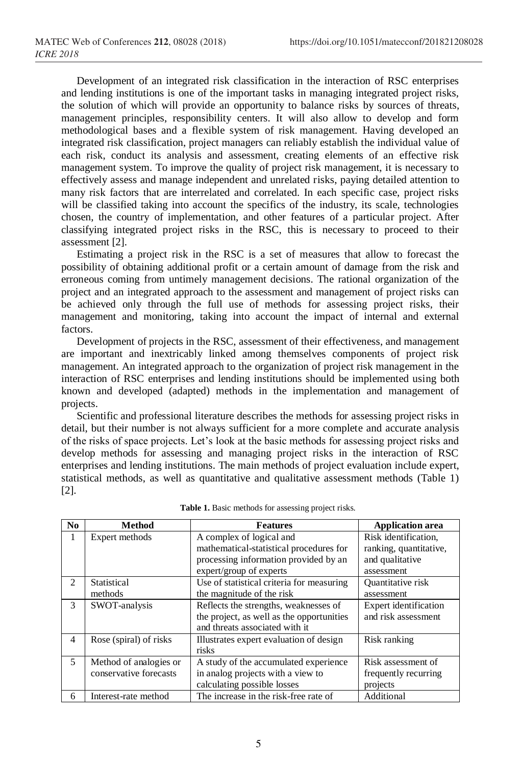Development of an integrated risk classification in the interaction of RSC enterprises and lending institutions is one of the important tasks in managing integrated project risks, the solution of which will provide an opportunity to balance risks by sources of threats, management principles, responsibility centers. It will also allow to develop and form methodological bases and a flexible system of risk management. Having developed an integrated risk classification, project managers can reliably establish the individual value of each risk, conduct its analysis and assessment, creating elements of an effective risk management system. To improve the quality of project risk management, it is necessary to effectively assess and manage independent and unrelated risks, paying detailed attention to many risk factors that are interrelated and correlated. In each specific case, project risks will be classified taking into account the specifics of the industry, its scale, technologies chosen, the country of implementation, and other features of a particular project. After classifying integrated project risks in the RSC, this is necessary to proceed to their assessment [2].

Estimating a project risk in the RSC is a set of measures that allow to forecast the possibility of obtaining additional profit or a certain amount of damage from the risk and erroneous coming from untimely management decisions. The rational organization of the project and an integrated approach to the assessment and management of project risks can be achieved only through the full use of methods for assessing project risks, their management and monitoring, taking into account the impact of internal and external factors.

Development of projects in the RSC, assessment of their effectiveness, and management are important and inextricably linked among themselves components of project risk management. An integrated approach to the organization of project risk management in the interaction of RSC enterprises and lending institutions should be implemented using both known and developed (adapted) methods in the implementation and management of projects.

Scientific and professional literature describes the methods for assessing project risks in detail, but their number is not always sufficient for a more complete and accurate analysis of the risks of space projects. Let's look at the basic methods for assessing project risks and develop methods for assessing and managing project risks in the interaction of RSC enterprises and lending institutions. The main methods of project evaluation include expert, statistical methods, as well as quantitative and qualitative assessment methods (Table 1) [2].

**Table 1.** Basic methods for assessing project risks.

| No | Method | Features | Application area |
|---|---|---|---|
| 1 | Expert methods | A complex of logical and mathematical-statistical procedures for processing information provided by an expert/group of experts | Risk identification, ranking, quantitative, and qualitative assessment |
| 2 | Statistical methods | Use of statistical criteria for measuring the magnitude of the risk | Quantitative risk assessment |
| 3 | SWOT-analysis | Reflects the strengths, weaknesses of the project, as well as the opportunities and threats associated with it | Expert identification and risk assessment |
| 4 | Rose (spiral) of risks | Illustrates expert evaluation of design risks | Risk ranking |
| 5 | Method of analogies or conservative forecasts | A study of the accumulated experience in analog projects with a view to calculating possible losses | Risk assessment of frequently recurring projects |
| 6 | Interest-rate method | The increase in the risk-free rate of | Additional |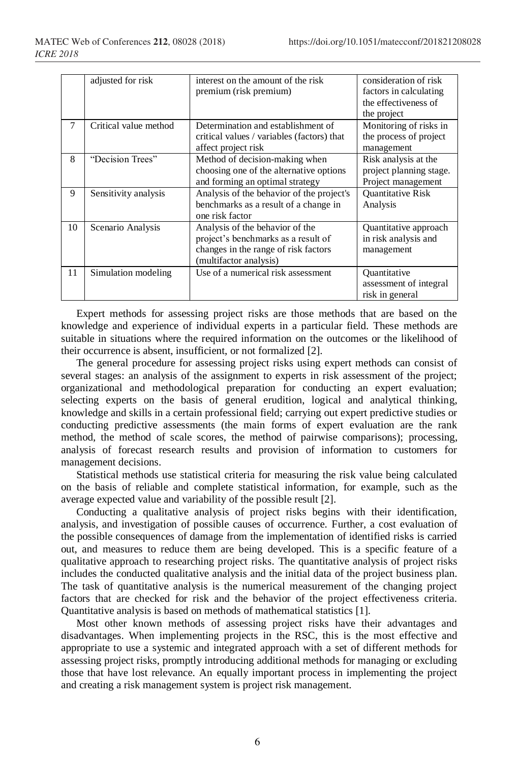| | | | |
|---|---|---|---|
| | adjusted for risk | interest on the amount of the risk premium (risk premium) | consideration of risk factors in calculating the effectiveness of the project |
| 7 | Critical value method | Determination and establishment of critical values / variables (factors) that affect project risk | Monitoring of risks in the process of project management |
| 8 | "Decision Trees" | Method of decision-making when choosing one of the alternative options and forming an optimal strategy | Risk analysis at the project planning stage. Project management |
| 9 | Sensitivity analysis | Analysis of the behavior of the project's benchmarks as a result of a change in one risk factor | Quantitative Risk Analysis |
| 10 | Scenario Analysis | Analysis of the behavior of the project's benchmarks as a result of changes in the range of risk factors (multifactor analysis) | Quantitative approach in risk analysis and management |
| 11 | Simulation modeling | Use of a numerical risk assessment | Quantitative assessment of integral risk in general |

Expert methods for assessing project risks are those methods that are based on the knowledge and experience of individual experts in a particular field. These methods are suitable in situations where the required information on the outcomes or the likelihood of their occurrence is absent, insufficient, or not formalized [2].

The general procedure for assessing project risks using expert methods can consist of several stages: an analysis of the assignment to experts in risk assessment of the project; organizational and methodological preparation for conducting an expert evaluation; selecting experts on the basis of general erudition, logical and analytical thinking, knowledge and skills in a certain professional field; carrying out expert predictive studies or conducting predictive assessments (the main forms of expert evaluation are the rank method, the method of scale scores, the method of pairwise comparisons); processing, analysis of forecast research results and provision of information to customers for management decisions.

Statistical methods use statistical criteria for measuring the risk value being calculated on the basis of reliable and complete statistical information, for example, such as the average expected value and variability of the possible result [2].

Conducting a qualitative analysis of project risks begins with their identification, analysis, and investigation of possible causes of occurrence. Further, a cost evaluation of the possible consequences of damage from the implementation of identified risks is carried out, and measures to reduce them are being developed. This is a specific feature of a qualitative approach to researching project risks. The quantitative analysis of project risks includes the conducted qualitative analysis and the initial data of the project business plan. The task of quantitative analysis is the numerical measurement of the changing project factors that are checked for risk and the behavior of the project effectiveness criteria. Quantitative analysis is based on methods of mathematical statistics [1].

Most other known methods of assessing project risks have their advantages and disadvantages. When implementing projects in the RSC, this is the most effective and appropriate to use a systemic and integrated approach with a set of different methods for assessing project risks, promptly introducing additional methods for managing or excluding those that have lost relevance. An equally important process in implementing the project and creating a risk management system is project risk management.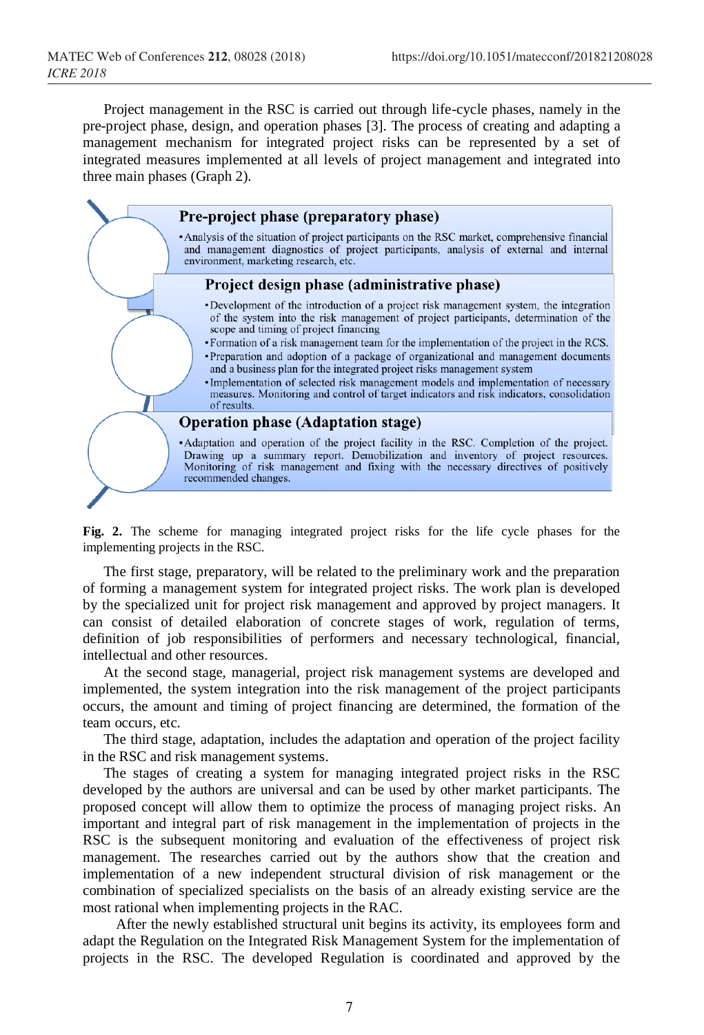Project management in the RSC is carried out through life-cycle phases, namely in the pre-project phase, design, and operation phases [3]. The process of creating and adapting a management mechanism for integrated project risks can be represented by a set of integrated measures implemented at all levels of project management and integrated into three main phases (Graph 2).

**Pre-project phase (preparatory phase)**

- Analysis of the situation of project participants on the RSC market, comprehensive financial and management diagnostics of project participants, analysis of external and internal environment, marketing research, etc.

**Project design phase (administrative phase)**

- Development of the introduction of a project risk management system, the integration of the system into the risk management of project participants, determination of the scope and timing of project financing
- Formation of a risk management team for the implementation of the project in the RCS.
- Preparation and adoption of a package of organizational and management documents and a business plan for the integrated project risks management system
- Implementation of selected risk management models and implementation of necessary measures. Monitoring and control of target indicators and risk indicators, consolidation of results.

**Operation phase (Adaptation stage)**

- Adaptation and operation of the project facility in the RSC. Completion of the project. Drawing up a summary report. Demobilization and inventory of project resources. Monitoring of risk management and fixing with the necessary directives of positively recommended changes.

**Fig. 2.** The scheme for managing integrated project risks for the life cycle phases for the implementing projects in the RSC.

The first stage, preparatory, will be related to the preliminary work and the preparation of forming a management system for integrated project risks. The work plan is developed by the specialized unit for project risk management and approved by project managers. It can consist of detailed elaboration of concrete stages of work, regulation of terms, definition of job responsibilities of performers and necessary technological, financial, intellectual and other resources.

At the second stage, managerial, project risk management systems are developed and implemented, the system integration into the risk management of the project participants occurs, the amount and timing of project financing are determined, the formation of the team occurs, etc.

The third stage, adaptation, includes the adaptation and operation of the project facility in the RSC and risk management systems.

The stages of creating a system for managing integrated project risks in the RSC developed by the authors are universal and can be used by other market participants. The proposed concept will allow them to optimize the process of managing project risks. An important and integral part of risk management in the implementation of projects in the RSC is the subsequent monitoring and evaluation of the effectiveness of project risk management. The researches carried out by the authors show that the creation and implementation of a new independent structural division of risk management or the combination of specialized specialists on the basis of an already existing service are the most rational when implementing projects in the RAC.

After the newly established structural unit begins its activity, its employees form and adapt the Regulation on the Integrated Risk Management System for the implementation of projects in the RSC. The developed Regulation is coordinated and approved by the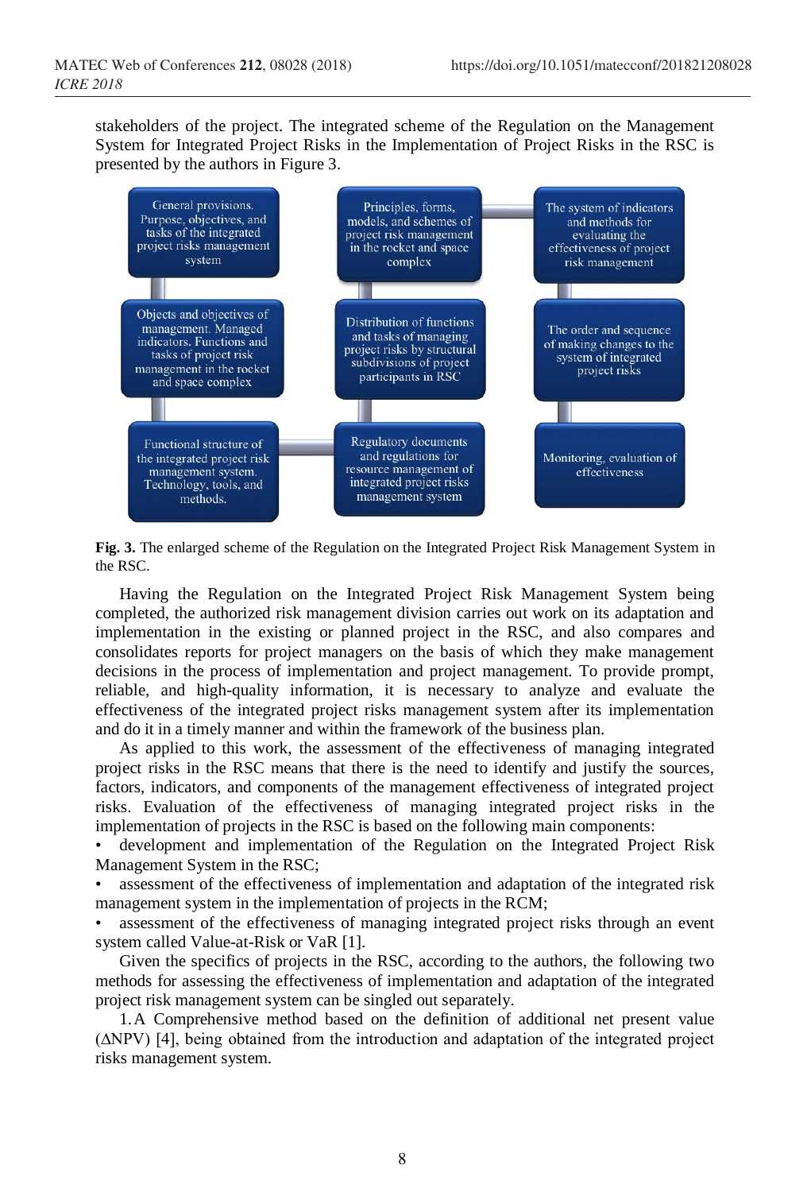stakeholders of the project. The integrated scheme of the Regulation on the Management System for Integrated Project Risks in the Implementation of Project Risks in the RSC is presented by the authors in Figure 3.

General provisions. Purpose, objectives, and tasks of the integrated project risks management system

Principles, forms, models, and schemes of project risk management in the rocket and space complex

The system of indicators and methods for evaluating the effectiveness of project risk management

Objects and objectives of management. Managed indicators. Functions and tasks of project risk management in the rocket and space complex

Distribution of functions and tasks of managing project risks by structural subdivisions of project participants in RSC

The order and sequence of making changes to the system of integrated project risks

Functional structure of the integrated project risk management system. Technology, tools, and methods.

Regulatory documents and regulations for resource management of integrated project risks management system

Monitoring, evaluation of effectiveness

**Fig. 3.** The enlarged scheme of the Regulation on the Integrated Project Risk Management System in the RSC.

Having the Regulation on the Integrated Project Risk Management System being completed, the authorized risk management division carries out work on its adaptation and implementation in the existing or planned project in the RSC, and also compares and consolidates reports for project managers on the basis of which they make management decisions in the process of implementation and project management. To provide prompt, reliable, and high-quality information, it is necessary to analyze and evaluate the effectiveness of the integrated project risks management system after its implementation and do it in a timely manner and within the framework of the business plan.

As applied to this work, the assessment of the effectiveness of managing integrated project risks in the RSC means that there is the need to identify and justify the sources, factors, indicators, and components of the management effectiveness of integrated project risks. Evaluation of the effectiveness of managing integrated project risks in the implementation of projects in the RSC is based on the following main components:

- development and implementation of the Regulation on the Integrated Project Risk Management System in the RSC;
- assessment of the effectiveness of implementation and adaptation of the integrated risk management system in the implementation of projects in the RCM;
- assessment of the effectiveness of managing integrated project risks through an event system called Value-at-Risk or VaR [1].

Given the specifics of projects in the RSC, according to the authors, the following two methods for assessing the effectiveness of implementation and adaptation of the integrated project risk management system can be singled out separately.

1. A Comprehensive method based on the definition of additional net present value ($\Delta$NPV) [4], being obtained from the introduction and adaptation of the integrated project risks management system.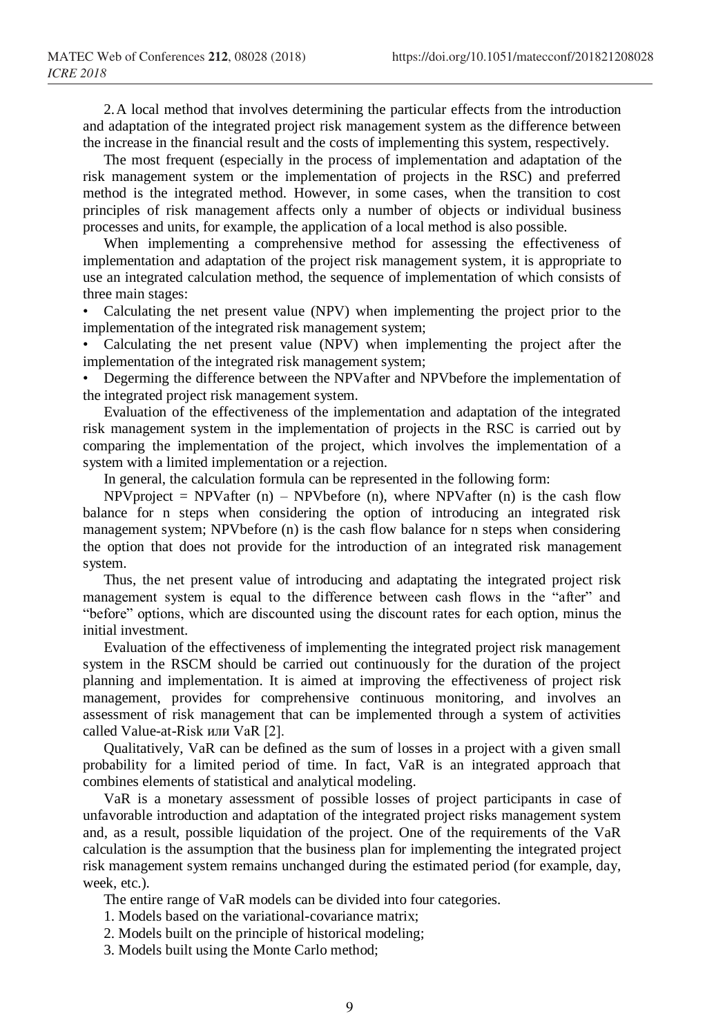2. A local method that involves determining the particular effects from the introduction and adaptation of the integrated project risk management system as the difference between the increase in the financial result and the costs of implementing this system, respectively.

The most frequent (especially in the process of implementation and adaptation of the risk management system or the implementation of projects in the RSC) and preferred method is the integrated method. However, in some cases, when the transition to cost principles of risk management affects only a number of objects or individual business processes and units, for example, the application of a local method is also possible.

When implementing a comprehensive method for assessing the effectiveness of implementation and adaptation of the project risk management system, it is appropriate to use an integrated calculation method, the sequence of implementation of which consists of three main stages:

- Calculating the net present value (NPV) when implementing the project prior to the implementation of the integrated risk management system;
- Calculating the net present value (NPV) when implementing the project after the implementation of the integrated risk management system;
- Degerming the difference between the NPVafter and NPVbefore the implementation of the integrated project risk management system.

Evaluation of the effectiveness of the implementation and adaptation of the integrated risk management system in the implementation of projects in the RSC is carried out by comparing the implementation of the project, which involves the implementation of a system with a limited implementation or a rejection.

In general, the calculation formula can be represented in the following form:

$NPV_{project} = NPV_{after}(n) - NPV_{before}(n)$, where $NPV_{after}(n)$ is the cash flow balance for n steps when considering the option of introducing an integrated risk management system; $NPV_{before}(n)$ is the cash flow balance for n steps when considering the option that does not provide for the introduction of an integrated risk management system.

Thus, the net present value of introducing and adaptating the integrated project risk management system is equal to the difference between cash flows in the "after" and "before" options, which are discounted using the discount rates for each option, minus the initial investment.

Evaluation of the effectiveness of implementing the integrated project risk management system in the RSCM should be carried out continuously for the duration of the project planning and implementation. It is aimed at improving the effectiveness of project risk management, provides for comprehensive continuous monitoring, and involves an assessment of risk management that can be implemented through a system of activities called Value-at-Risk или VaR [2].

Qualitatively, VaR can be defined as the sum of losses in a project with a given small probability for a limited period of time. In fact, VaR is an integrated approach that combines elements of statistical and analytical modeling.

VaR is a monetary assessment of possible losses of project participants in case of unfavorable introduction and adaptation of the integrated project risks management system and, as a result, possible liquidation of the project. One of the requirements of the VaR calculation is the assumption that the business plan for implementing the integrated project risk management system remains unchanged during the estimated period (for example, day, week, etc.).

The entire range of VaR models can be divided into four categories.

1. Models based on the variational-covariance matrix;
2. Models built on the principle of historical modeling;
3. Models built using the Monte Carlo method;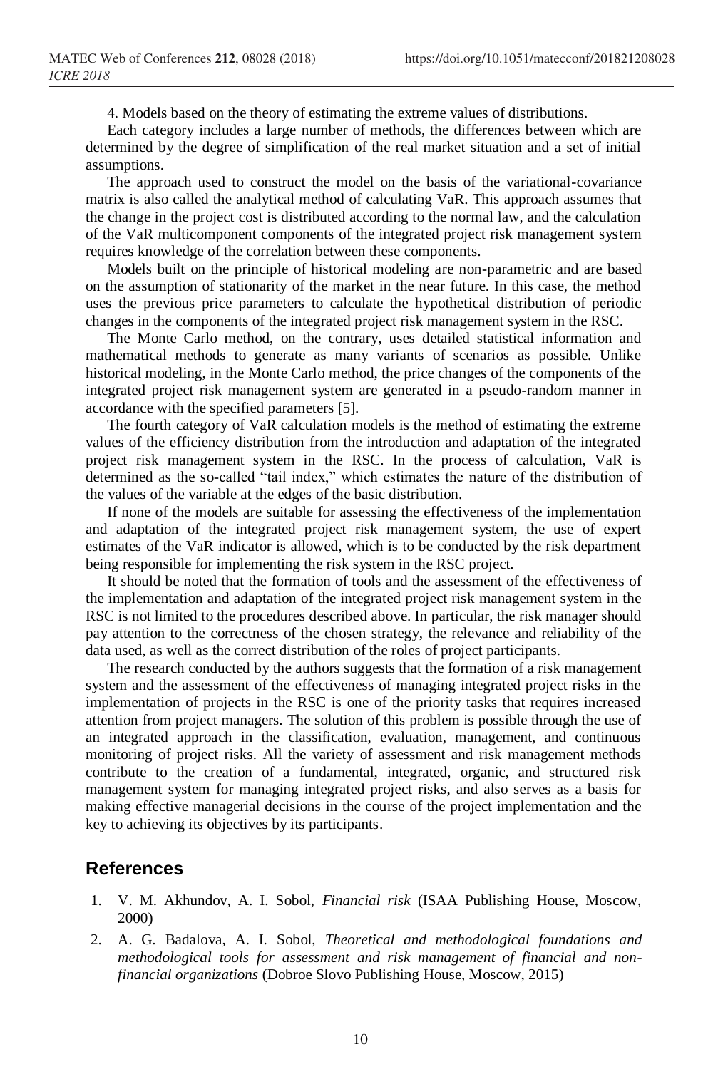4. Models based on the theory of estimating the extreme values of distributions.

Each category includes a large number of methods, the differences between which are determined by the degree of simplification of the real market situation and a set of initial assumptions.

The approach used to construct the model on the basis of the variational-covariance matrix is also called the analytical method of calculating VaR. This approach assumes that the change in the project cost is distributed according to the normal law, and the calculation of the VaR multicomponent components of the integrated project risk management system requires knowledge of the correlation between these components.

Models built on the principle of historical modeling are non-parametric and are based on the assumption of stationarity of the market in the near future. In this case, the method uses the previous price parameters to calculate the hypothetical distribution of periodic changes in the components of the integrated project risk management system in the RSC.

The Monte Carlo method, on the contrary, uses detailed statistical information and mathematical methods to generate as many variants of scenarios as possible. Unlike historical modeling, in the Monte Carlo method, the price changes of the components of the integrated project risk management system are generated in a pseudo-random manner in accordance with the specified parameters [5].

The fourth category of VaR calculation models is the method of estimating the extreme values of the efficiency distribution from the introduction and adaptation of the integrated project risk management system in the RSC. In the process of calculation, VaR is determined as the so-called "tail index," which estimates the nature of the distribution of the values of the variable at the edges of the basic distribution.

If none of the models are suitable for assessing the effectiveness of the implementation and adaptation of the integrated project risk management system, the use of expert estimates of the VaR indicator is allowed, which is to be conducted by the risk department being responsible for implementing the risk system in the RSC project.

It should be noted that the formation of tools and the assessment of the effectiveness of the implementation and adaptation of the integrated project risk management system in the RSC is not limited to the procedures described above. In particular, the risk manager should pay attention to the correctness of the chosen strategy, the relevance and reliability of the data used, as well as the correct distribution of the roles of project participants.

The research conducted by the authors suggests that the formation of a risk management system and the assessment of the effectiveness of managing integrated project risks in the implementation of projects in the RSC is one of the priority tasks that requires increased attention from project managers. The solution of this problem is possible through the use of an integrated approach in the classification, evaluation, management, and continuous monitoring of project risks. All the variety of assessment and risk management methods contribute to the creation of a fundamental, integrated, organic, and structured risk management system for managing integrated project risks, and also serves as a basis for making effective managerial decisions in the course of the project implementation and the key to achieving its objectives by its participants.

## References

1. V. M. Akhundov, A. I. Sobol, *Financial risk* (ISAA Publishing House, Moscow, 2000)
2. A. G. Badalova, A. I. Sobol, *Theoretical and methodological foundations and methodological tools for assessment and risk management of financial and non-financial organizations* (Dobroe Slovo Publishing House, Moscow, 2015)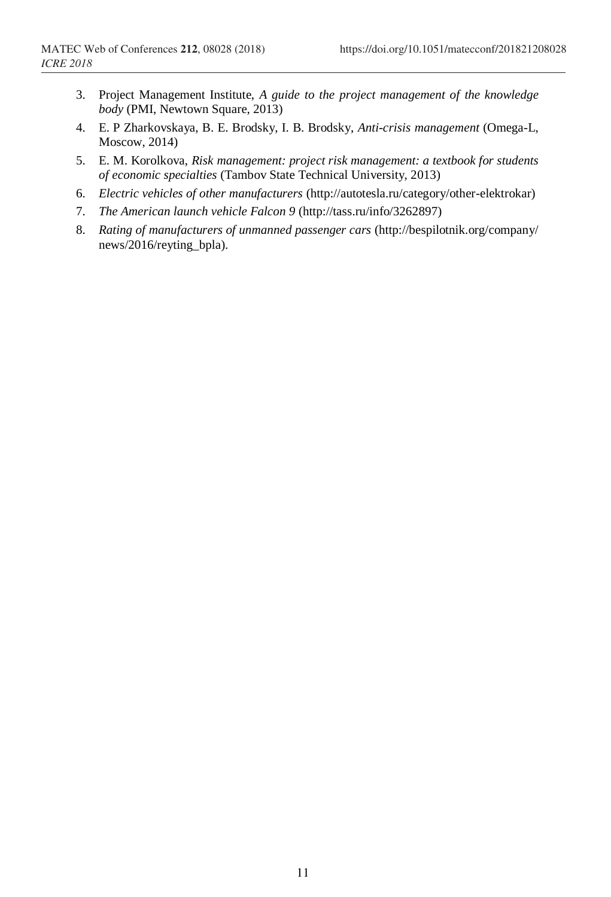3. Project Management Institute, *A guide to the project management of the knowledge body* (PMI, Newtown Square, 2013)
4. E. P Zharkovskaya, B. E. Brodsky, I. B. Brodsky, *Anti-crisis management* (Omega-L, Moscow, 2014)
5. E. M. Korolkova, *Risk management: project risk management: a textbook for students of economic specialties* (Tambov State Technical University, 2013)
6. *Electric vehicles of other manufacturers* (http://autotesla.ru/category/other-elektrokar)
7. *The American launch vehicle Falcon 9* (http://tass.ru/info/3262897)
8. *Rating of manufacturers of unmanned passenger cars* (http://bespilotnik.org/company/news/2016/reyting_bpla).